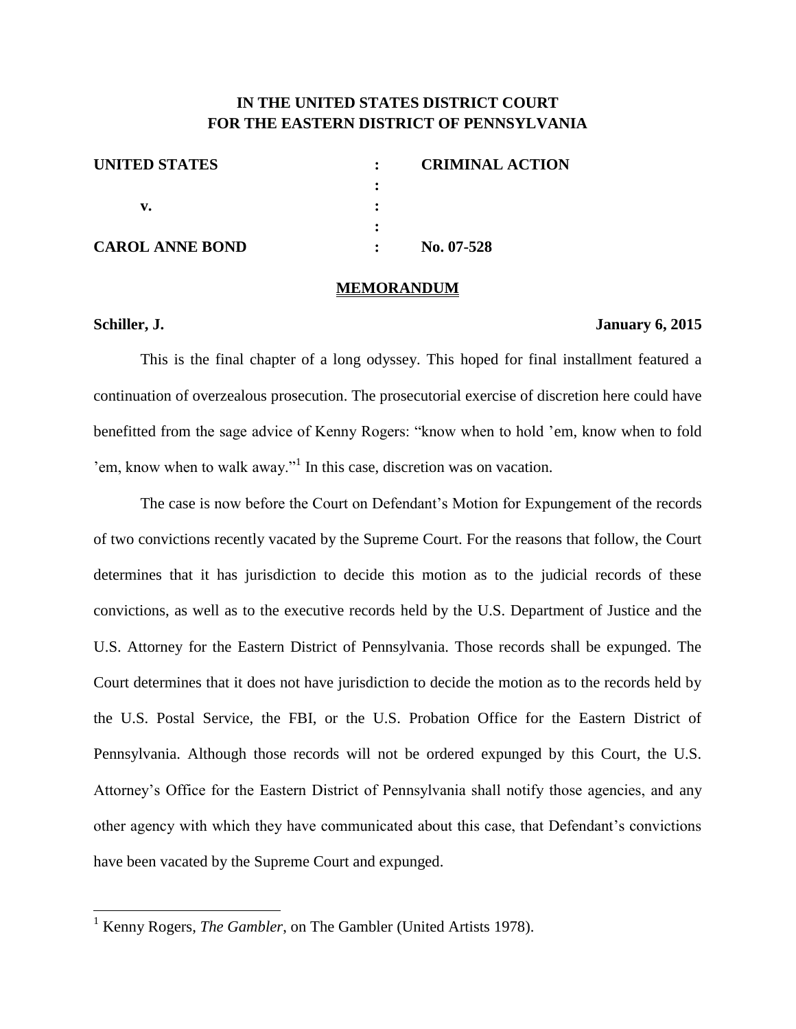**IN THE UNITED STATES DISTRICT COURT**
**FOR THE EASTERN DISTRICT OF PENNSYLVANIA**

| | | |
|---|---|---|
| **UNITED STATES** | : | **CRIMINAL ACTION** |
| | : | |
| **v.** | : | |
| | : | |
| **CAROL ANNE BOND** | : | **No. 07-528** |

## MEMORANDUM

**Schiller, J.** **January 6, 2015**

This is the final chapter of a long odyssey. This hoped for final installment featured a continuation of overzealous prosecution. The prosecutorial exercise of discretion here could have benefitted from the sage advice of Kenny Rogers: "know when to hold 'em, know when to fold 'em, know when to walk away."[1] In this case, discretion was on vacation.

The case is now before the Court on Defendant's Motion for Expungement of the records of two convictions recently vacated by the Supreme Court. For the reasons that follow, the Court determines that it has jurisdiction to decide this motion as to the judicial records of these convictions, as well as to the executive records held by the U.S. Department of Justice and the U.S. Attorney for the Eastern District of Pennsylvania. Those records shall be expunged. The Court determines that it does not have jurisdiction to decide the motion as to the records held by the U.S. Postal Service, the FBI, or the U.S. Probation Office for the Eastern District of Pennsylvania. Although those records will not be ordered expunged by this Court, the U.S. Attorney's Office for the Eastern District of Pennsylvania shall notify those agencies, and any other agency with which they have communicated about this case, that Defendant's convictions have been vacated by the Supreme Court and expunged.

---

[1] Kenny Rogers, *The Gambler*, on The Gambler (United Artists 1978).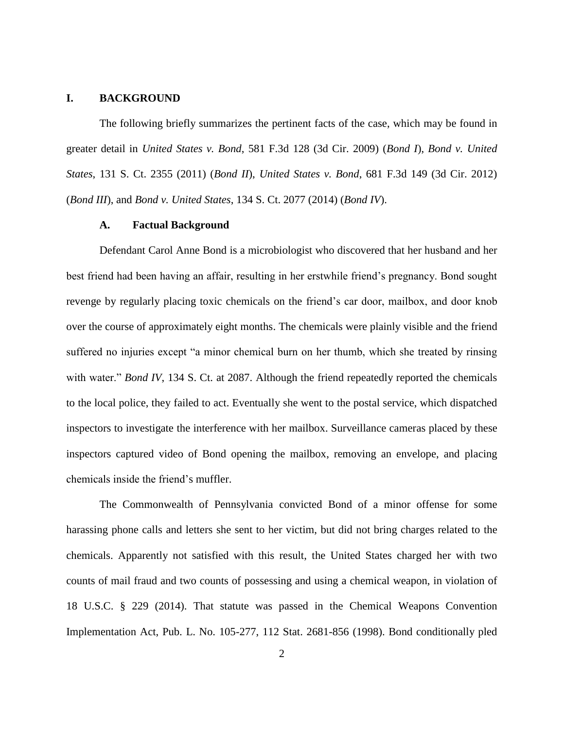## I. BACKGROUND

The following briefly summarizes the pertinent facts of the case, which may be found in greater detail in *United States v. Bond*, 581 F.3d 128 (3d Cir. 2009) (*Bond I*), *Bond v. United States*, 131 S. Ct. 2355 (2011) (*Bond II*), *United States v. Bond*, 681 F.3d 149 (3d Cir. 2012) (*Bond III*), and *Bond v. United States*, 134 S. Ct. 2077 (2014) (*Bond IV*).

### A. Factual Background

Defendant Carol Anne Bond is a microbiologist who discovered that her husband and her best friend had been having an affair, resulting in her erstwhile friend's pregnancy. Bond sought revenge by regularly placing toxic chemicals on the friend's car door, mailbox, and door knob over the course of approximately eight months. The chemicals were plainly visible and the friend suffered no injuries except "a minor chemical burn on her thumb, which she treated by rinsing with water." *Bond IV*, 134 S. Ct. at 2087. Although the friend repeatedly reported the chemicals to the local police, they failed to act. Eventually she went to the postal service, which dispatched inspectors to investigate the interference with her mailbox. Surveillance cameras placed by these inspectors captured video of Bond opening the mailbox, removing an envelope, and placing chemicals inside the friend's muffler.

The Commonwealth of Pennsylvania convicted Bond of a minor offense for some harassing phone calls and letters she sent to her victim, but did not bring charges related to the chemicals. Apparently not satisfied with this result, the United States charged her with two counts of mail fraud and two counts of possessing and using a chemical weapon, in violation of 18 U.S.C. § 229 (2014). That statute was passed in the Chemical Weapons Convention Implementation Act, Pub. L. No. 105-277, 112 Stat. 2681-856 (1998). Bond conditionally pled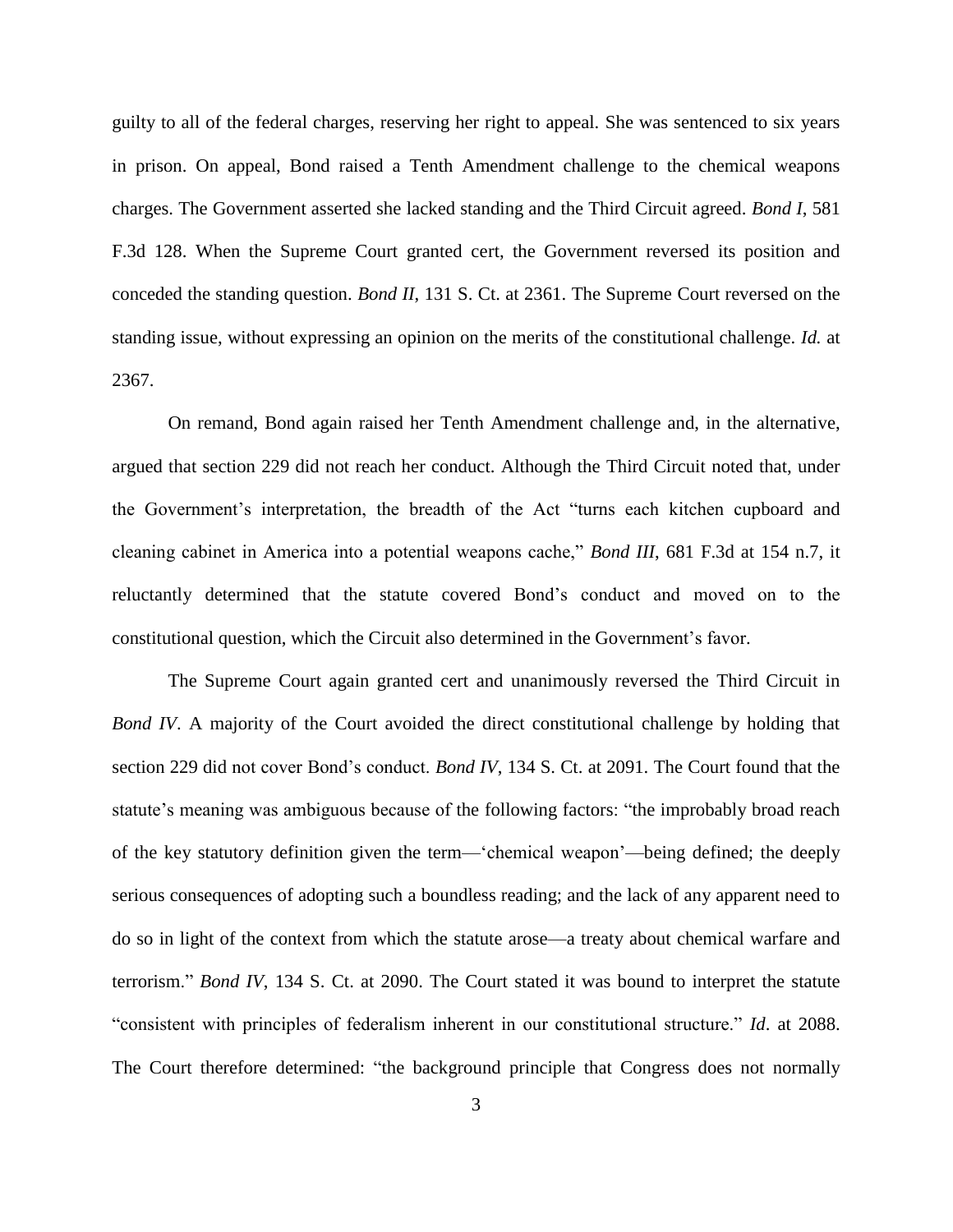guilty to all of the federal charges, reserving her right to appeal. She was sentenced to six years in prison. On appeal, Bond raised a Tenth Amendment challenge to the chemical weapons charges. The Government asserted she lacked standing and the Third Circuit agreed. *Bond I*, 581 F.3d 128. When the Supreme Court granted cert, the Government reversed its position and conceded the standing question. *Bond II*, 131 S. Ct. at 2361. The Supreme Court reversed on the standing issue, without expressing an opinion on the merits of the constitutional challenge. *Id.* at 2367.

On remand, Bond again raised her Tenth Amendment challenge and, in the alternative, argued that section 229 did not reach her conduct. Although the Third Circuit noted that, under the Government's interpretation, the breadth of the Act "turns each kitchen cupboard and cleaning cabinet in America into a potential weapons cache," *Bond III*, 681 F.3d at 154 n.7, it reluctantly determined that the statute covered Bond's conduct and moved on to the constitutional question, which the Circuit also determined in the Government's favor.

The Supreme Court again granted cert and unanimously reversed the Third Circuit in *Bond IV*. A majority of the Court avoided the direct constitutional challenge by holding that section 229 did not cover Bond's conduct. *Bond IV*, 134 S. Ct. at 2091. The Court found that the statute's meaning was ambiguous because of the following factors: "the improbably broad reach of the key statutory definition given the term—'chemical weapon'—being defined; the deeply serious consequences of adopting such a boundless reading; and the lack of any apparent need to do so in light of the context from which the statute arose—a treaty about chemical warfare and terrorism." *Bond IV*, 134 S. Ct. at 2090. The Court stated it was bound to interpret the statute "consistent with principles of federalism inherent in our constitutional structure." *Id*. at 2088. The Court therefore determined: "the background principle that Congress does not normally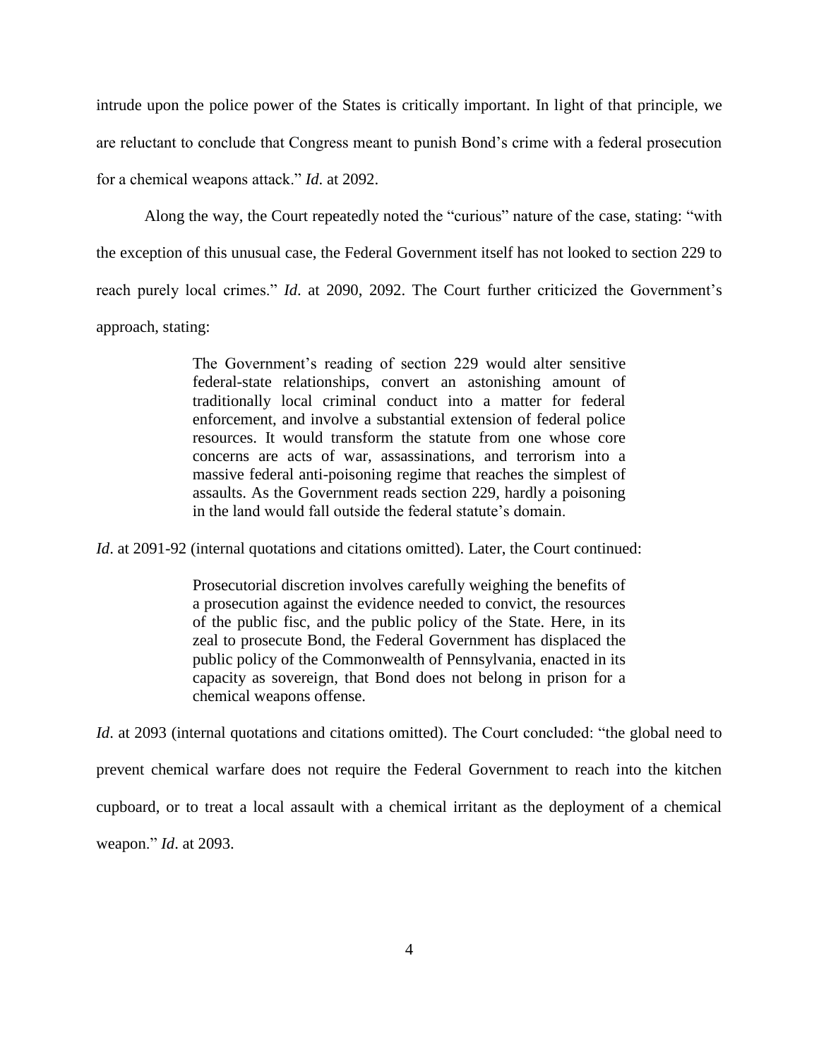intrude upon the police power of the States is critically important. In light of that principle, we are reluctant to conclude that Congress meant to punish Bond's crime with a federal prosecution for a chemical weapons attack." *Id*. at 2092.

Along the way, the Court repeatedly noted the "curious" nature of the case, stating: "with the exception of this unusual case, the Federal Government itself has not looked to section 229 to reach purely local crimes." *Id.* at 2090, 2092. The Court further criticized the Government's approach, stating:

> The Government's reading of section 229 would alter sensitive federal-state relationships, convert an astonishing amount of traditionally local criminal conduct into a matter for federal enforcement, and involve a substantial extension of federal police resources. It would transform the statute from one whose core concerns are acts of war, assassinations, and terrorism into a massive federal anti-poisoning regime that reaches the simplest of assaults. As the Government reads section 229, hardly a poisoning in the land would fall outside the federal statute's domain.

*Id*. at 2091-92 (internal quotations and citations omitted). Later, the Court continued:

> Prosecutorial discretion involves carefully weighing the benefits of a prosecution against the evidence needed to convict, the resources of the public fisc, and the public policy of the State. Here, in its zeal to prosecute Bond, the Federal Government has displaced the public policy of the Commonwealth of Pennsylvania, enacted in its capacity as sovereign, that Bond does not belong in prison for a chemical weapons offense.

*Id*. at 2093 (internal quotations and citations omitted). The Court concluded: "the global need to prevent chemical warfare does not require the Federal Government to reach into the kitchen cupboard, or to treat a local assault with a chemical irritant as the deployment of a chemical weapon." *Id*. at 2093.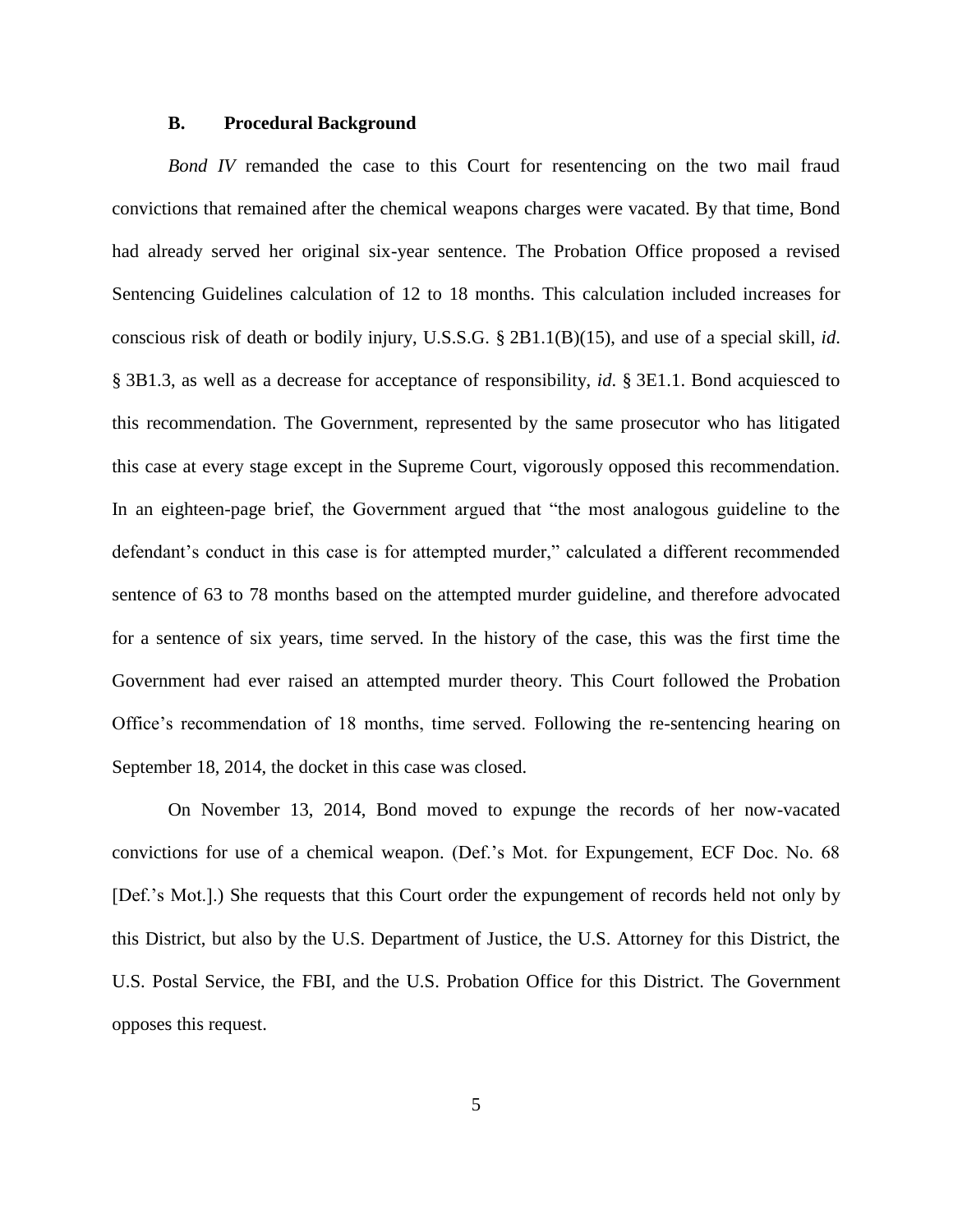### B. Procedural Background

*Bond IV* remanded the case to this Court for resentencing on the two mail fraud convictions that remained after the chemical weapons charges were vacated. By that time, Bond had already served her original six-year sentence. The Probation Office proposed a revised Sentencing Guidelines calculation of 12 to 18 months. This calculation included increases for conscious risk of death or bodily injury, U.S.S.G. § 2B1.1(B)(15), and use of a special skill, *id.* § 3B1.3, as well as a decrease for acceptance of responsibility, *id.* § 3E1.1. Bond acquiesced to this recommendation. The Government, represented by the same prosecutor who has litigated this case at every stage except in the Supreme Court, vigorously opposed this recommendation. In an eighteen-page brief, the Government argued that "the most analogous guideline to the defendant's conduct in this case is for attempted murder," calculated a different recommended sentence of 63 to 78 months based on the attempted murder guideline, and therefore advocated for a sentence of six years, time served. In the history of the case, this was the first time the Government had ever raised an attempted murder theory. This Court followed the Probation Office's recommendation of 18 months, time served. Following the re-sentencing hearing on September 18, 2014, the docket in this case was closed.

On November 13, 2014, Bond moved to expunge the records of her now-vacated convictions for use of a chemical weapon. (Def.'s Mot. for Expungement, ECF Doc. No. 68 [Def.'s Mot.].) She requests that this Court order the expungement of records held not only by this District, but also by the U.S. Department of Justice, the U.S. Attorney for this District, the U.S. Postal Service, the FBI, and the U.S. Probation Office for this District. The Government opposes this request.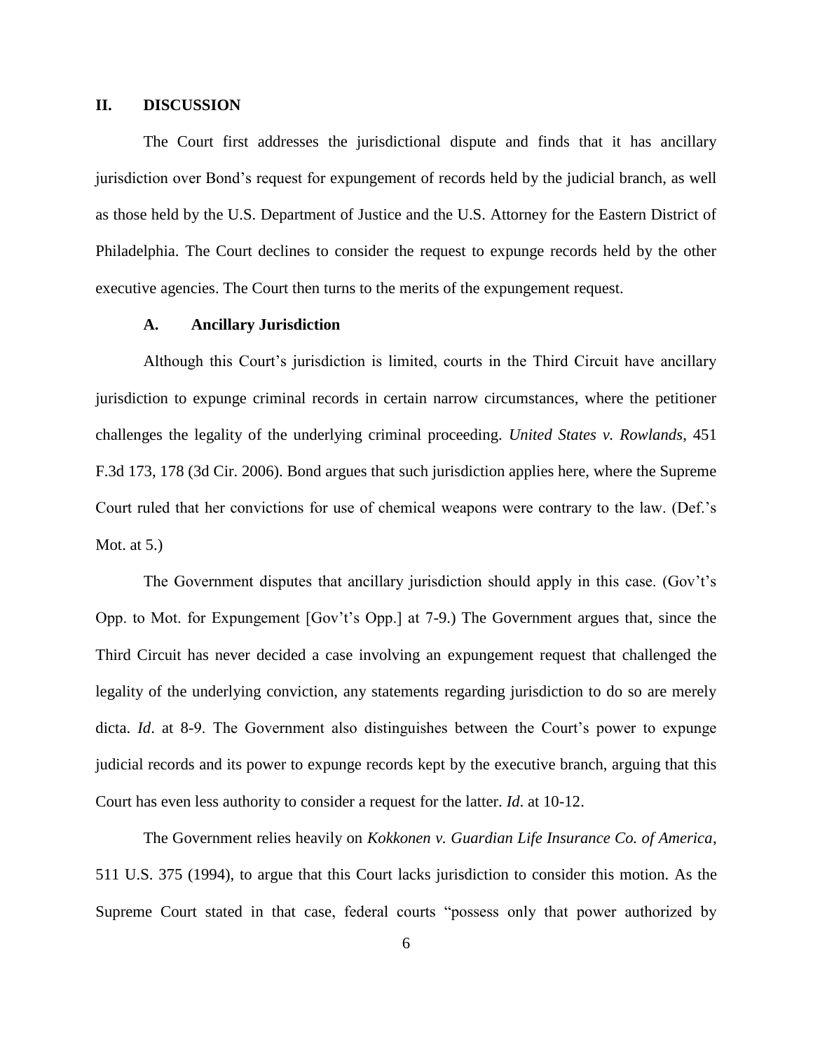## II. DISCUSSION

The Court first addresses the jurisdictional dispute and finds that it has ancillary jurisdiction over Bond's request for expungement of records held by the judicial branch, as well as those held by the U.S. Department of Justice and the U.S. Attorney for the Eastern District of Philadelphia. The Court declines to consider the request to expunge records held by the other executive agencies. The Court then turns to the merits of the expungement request.

### A. Ancillary Jurisdiction

Although this Court's jurisdiction is limited, courts in the Third Circuit have ancillary jurisdiction to expunge criminal records in certain narrow circumstances, where the petitioner challenges the legality of the underlying criminal proceeding. *United States v. Rowlands*, 451 F.3d 173, 178 (3d Cir. 2006). Bond argues that such jurisdiction applies here, where the Supreme Court ruled that her convictions for use of chemical weapons were contrary to the law. (Def.'s Mot. at 5.)

The Government disputes that ancillary jurisdiction should apply in this case. (Gov't's Opp. to Mot. for Expungement [Gov't's Opp.] at 7-9.) The Government argues that, since the Third Circuit has never decided a case involving an expungement request that challenged the legality of the underlying conviction, any statements regarding jurisdiction to do so are merely dicta. *Id*. at 8-9. The Government also distinguishes between the Court's power to expunge judicial records and its power to expunge records kept by the executive branch, arguing that this Court has even less authority to consider a request for the latter. *Id*. at 10-12.

The Government relies heavily on *Kokkonen v. Guardian Life Insurance Co. of America*, 511 U.S. 375 (1994), to argue that this Court lacks jurisdiction to consider this motion. As the Supreme Court stated in that case, federal courts "possess only that power authorized by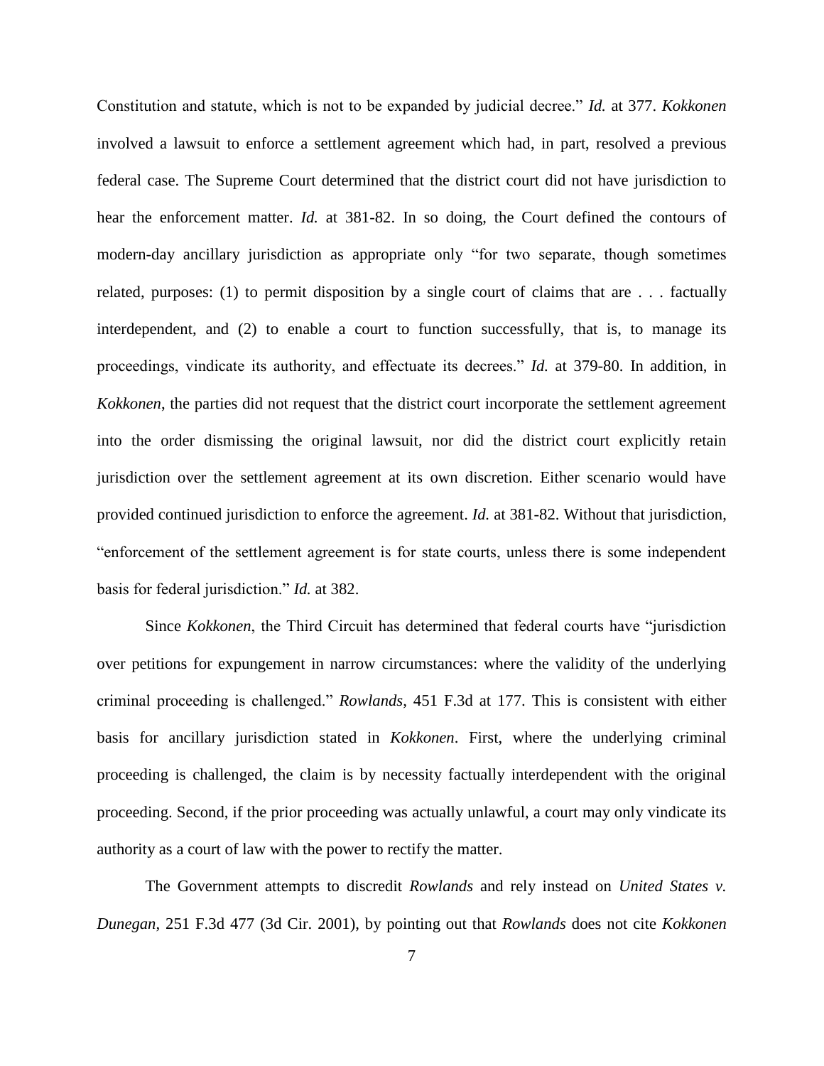Constitution and statute, which is not to be expanded by judicial decree." *Id.* at 377. *Kokkonen* involved a lawsuit to enforce a settlement agreement which had, in part, resolved a previous federal case. The Supreme Court determined that the district court did not have jurisdiction to hear the enforcement matter. *Id.* at 381-82. In so doing, the Court defined the contours of modern-day ancillary jurisdiction as appropriate only "for two separate, though sometimes related, purposes: (1) to permit disposition by a single court of claims that are . . . factually interdependent, and (2) to enable a court to function successfully, that is, to manage its proceedings, vindicate its authority, and effectuate its decrees." *Id.* at 379-80. In addition, in *Kokkonen*, the parties did not request that the district court incorporate the settlement agreement into the order dismissing the original lawsuit, nor did the district court explicitly retain jurisdiction over the settlement agreement at its own discretion. Either scenario would have provided continued jurisdiction to enforce the agreement. *Id.* at 381-82. Without that jurisdiction, "enforcement of the settlement agreement is for state courts, unless there is some independent basis for federal jurisdiction." *Id.* at 382.

Since *Kokkonen*, the Third Circuit has determined that federal courts have "jurisdiction over petitions for expungement in narrow circumstances: where the validity of the underlying criminal proceeding is challenged." *Rowlands*, 451 F.3d at 177. This is consistent with either basis for ancillary jurisdiction stated in *Kokkonen*. First, where the underlying criminal proceeding is challenged, the claim is by necessity factually interdependent with the original proceeding. Second, if the prior proceeding was actually unlawful, a court may only vindicate its authority as a court of law with the power to rectify the matter.

The Government attempts to discredit *Rowlands* and rely instead on *United States v. Dunegan*, 251 F.3d 477 (3d Cir. 2001), by pointing out that *Rowlands* does not cite *Kokkonen*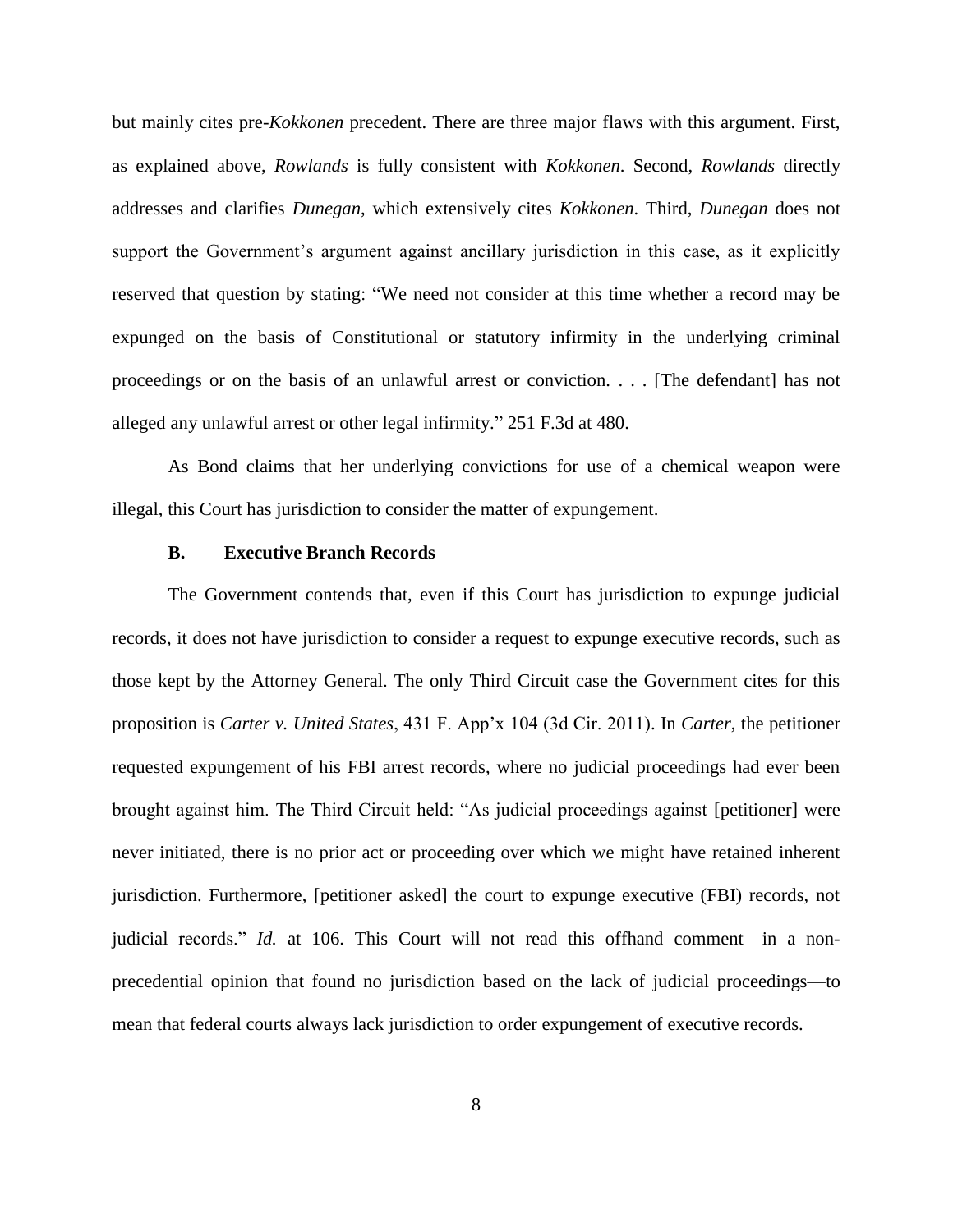but mainly cites pre-*Kokkonen* precedent. There are three major flaws with this argument. First, as explained above, *Rowlands* is fully consistent with *Kokkonen*. Second, *Rowlands* directly addresses and clarifies *Dunegan*, which extensively cites *Kokkonen*. Third, *Dunegan* does not support the Government's argument against ancillary jurisdiction in this case, as it explicitly reserved that question by stating: "We need not consider at this time whether a record may be expunged on the basis of Constitutional or statutory infirmity in the underlying criminal proceedings or on the basis of an unlawful arrest or conviction. . . . [The defendant] has not alleged any unlawful arrest or other legal infirmity." 251 F.3d at 480.

As Bond claims that her underlying convictions for use of a chemical weapon were illegal, this Court has jurisdiction to consider the matter of expungement.

### B. Executive Branch Records

The Government contends that, even if this Court has jurisdiction to expunge judicial records, it does not have jurisdiction to consider a request to expunge executive records, such as those kept by the Attorney General. The only Third Circuit case the Government cites for this proposition is *Carter v. United States*, 431 F. App'x 104 (3d Cir. 2011). In *Carter*, the petitioner requested expungement of his FBI arrest records, where no judicial proceedings had ever been brought against him. The Third Circuit held: "As judicial proceedings against [petitioner] were never initiated, there is no prior act or proceeding over which we might have retained inherent jurisdiction. Furthermore, [petitioner asked] the court to expunge executive (FBI) records, not judicial records." *Id.* at 106. This Court will not read this offhand comment—in a non-precedential opinion that found no jurisdiction based on the lack of judicial proceedings—to mean that federal courts always lack jurisdiction to order expungement of executive records.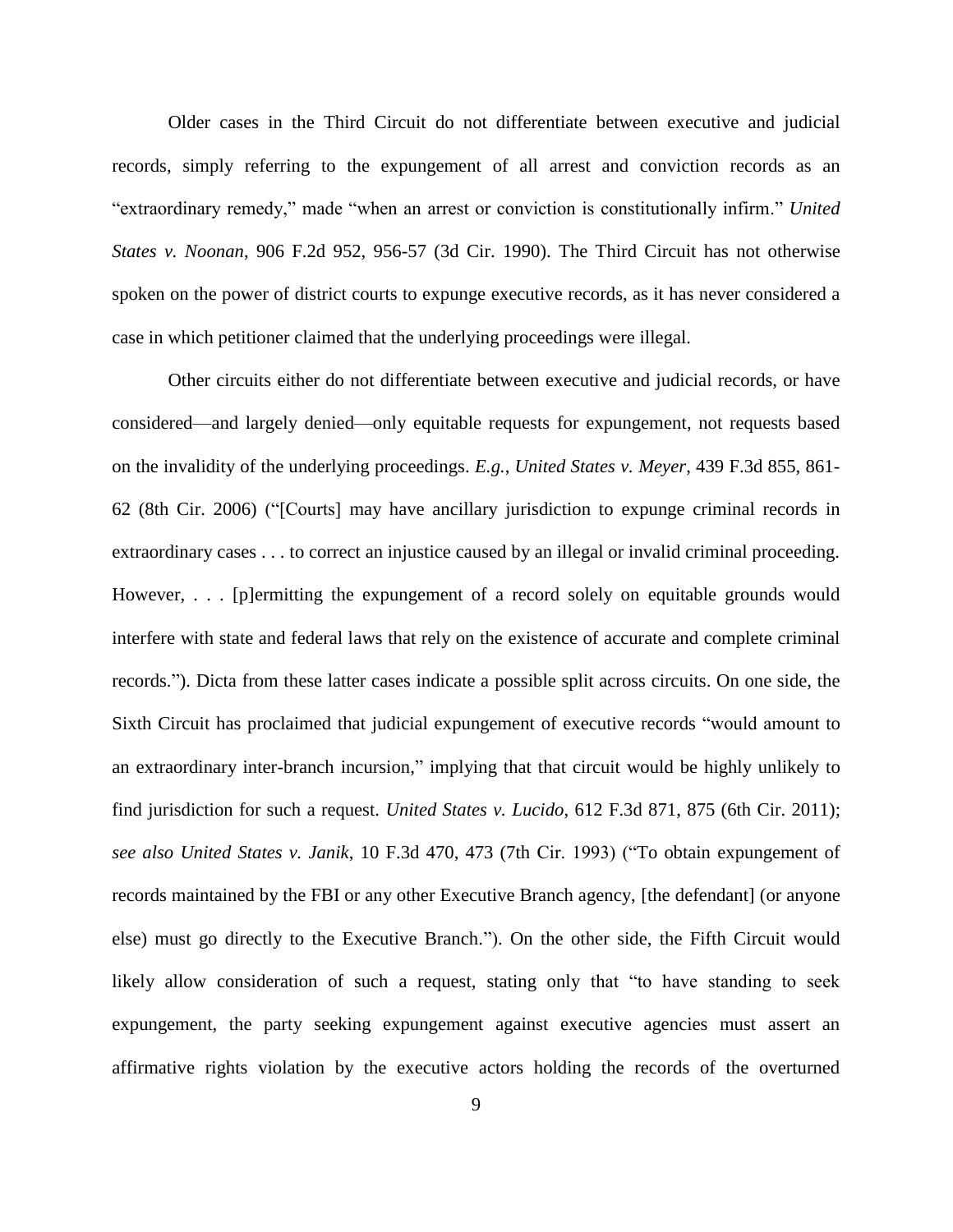Older cases in the Third Circuit do not differentiate between executive and judicial records, simply referring to the expungement of all arrest and conviction records as an "extraordinary remedy," made "when an arrest or conviction is constitutionally infirm." *United States v. Noonan*, 906 F.2d 952, 956-57 (3d Cir. 1990). The Third Circuit has not otherwise spoken on the power of district courts to expunge executive records, as it has never considered a case in which petitioner claimed that the underlying proceedings were illegal.

Other circuits either do not differentiate between executive and judicial records, or have considered—and largely denied—only equitable requests for expungement, not requests based on the invalidity of the underlying proceedings. *E.g.*, *United States v. Meyer*, 439 F.3d 855, 861-62 (8th Cir. 2006) ("[Courts] may have ancillary jurisdiction to expunge criminal records in extraordinary cases . . . to correct an injustice caused by an illegal or invalid criminal proceeding. However, . . . [p]ermitting the expungement of a record solely on equitable grounds would interfere with state and federal laws that rely on the existence of accurate and complete criminal records."). Dicta from these latter cases indicate a possible split across circuits. On one side, the Sixth Circuit has proclaimed that judicial expungement of executive records "would amount to an extraordinary inter-branch incursion," implying that that circuit would be highly unlikely to find jurisdiction for such a request. *United States v. Lucido*, 612 F.3d 871, 875 (6th Cir. 2011); *see also United States v. Janik*, 10 F.3d 470, 473 (7th Cir. 1993) ("To obtain expungement of records maintained by the FBI or any other Executive Branch agency, [the defendant] (or anyone else) must go directly to the Executive Branch."). On the other side, the Fifth Circuit would likely allow consideration of such a request, stating only that "to have standing to seek expungement, the party seeking expungement against executive agencies must assert an affirmative rights violation by the executive actors holding the records of the overturned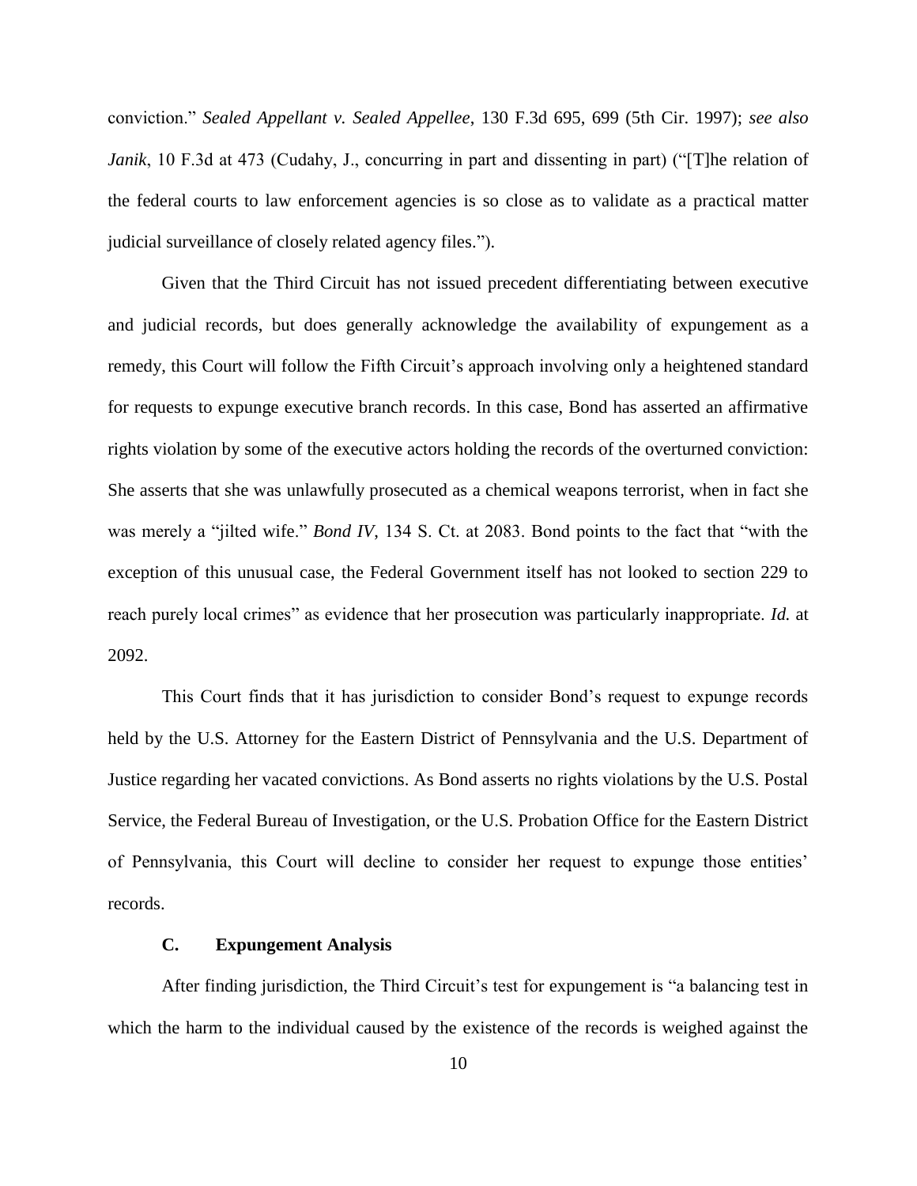conviction." *Sealed Appellant v. Sealed Appellee*, 130 F.3d 695, 699 (5th Cir. 1997); *see also Janik*, 10 F.3d at 473 (Cudahy, J., concurring in part and dissenting in part) ("[T]he relation of the federal courts to law enforcement agencies is so close as to validate as a practical matter judicial surveillance of closely related agency files.").

Given that the Third Circuit has not issued precedent differentiating between executive and judicial records, but does generally acknowledge the availability of expungement as a remedy, this Court will follow the Fifth Circuit's approach involving only a heightened standard for requests to expunge executive branch records. In this case, Bond has asserted an affirmative rights violation by some of the executive actors holding the records of the overturned conviction: She asserts that she was unlawfully prosecuted as a chemical weapons terrorist, when in fact she was merely a "jilted wife." *Bond IV*, 134 S. Ct. at 2083. Bond points to the fact that "with the exception of this unusual case, the Federal Government itself has not looked to section 229 to reach purely local crimes" as evidence that her prosecution was particularly inappropriate. *Id.* at 2092.

This Court finds that it has jurisdiction to consider Bond's request to expunge records held by the U.S. Attorney for the Eastern District of Pennsylvania and the U.S. Department of Justice regarding her vacated convictions. As Bond asserts no rights violations by the U.S. Postal Service, the Federal Bureau of Investigation, or the U.S. Probation Office for the Eastern District of Pennsylvania, this Court will decline to consider her request to expunge those entities' records.

### C. Expungement Analysis

After finding jurisdiction, the Third Circuit's test for expungement is "a balancing test in which the harm to the individual caused by the existence of the records is weighed against the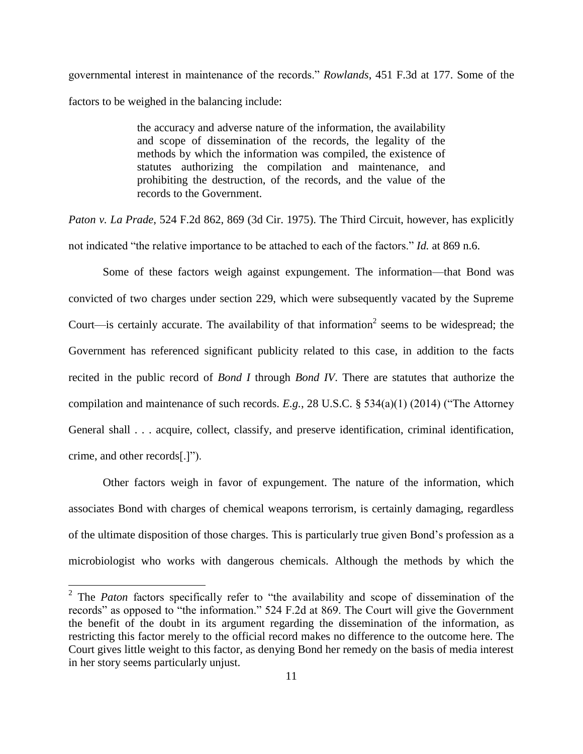governmental interest in maintenance of the records." *Rowlands*, 451 F.3d at 177. Some of the factors to be weighed in the balancing include:

> the accuracy and adverse nature of the information, the availability and scope of dissemination of the records, the legality of the methods by which the information was compiled, the existence of statutes authorizing the compilation and maintenance, and prohibiting the destruction, of the records, and the value of the records to the Government.

*Paton v. La Prade*, 524 F.2d 862, 869 (3d Cir. 1975). The Third Circuit, however, has explicitly not indicated "the relative importance to be attached to each of the factors." *Id.* at 869 n.6.

Some of these factors weigh against expungement. The information—that Bond was convicted of two charges under section 229, which were subsequently vacated by the Supreme Court—is certainly accurate. The availability of that information[2] seems to be widespread; the Government has referenced significant publicity related to this case, in addition to the facts recited in the public record of *Bond I* through *Bond IV*. There are statutes that authorize the compilation and maintenance of such records. *E.g.*, 28 U.S.C. § 534(a)(1) (2014) ("The Attorney General shall . . . acquire, collect, classify, and preserve identification, criminal identification, crime, and other records[.]").

Other factors weigh in favor of expungement. The nature of the information, which associates Bond with charges of chemical weapons terrorism, is certainly damaging, regardless of the ultimate disposition of those charges. This is particularly true given Bond's profession as a microbiologist who works with dangerous chemicals. Although the methods by which the

---

[2] The *Paton* factors specifically refer to "the availability and scope of dissemination of the records" as opposed to "the information." 524 F.2d at 869. The Court will give the Government the benefit of the doubt in its argument regarding the dissemination of the information, as restricting this factor merely to the official record makes no difference to the outcome here. The Court gives little weight to this factor, as denying Bond her remedy on the basis of media interest in her story seems particularly unjust.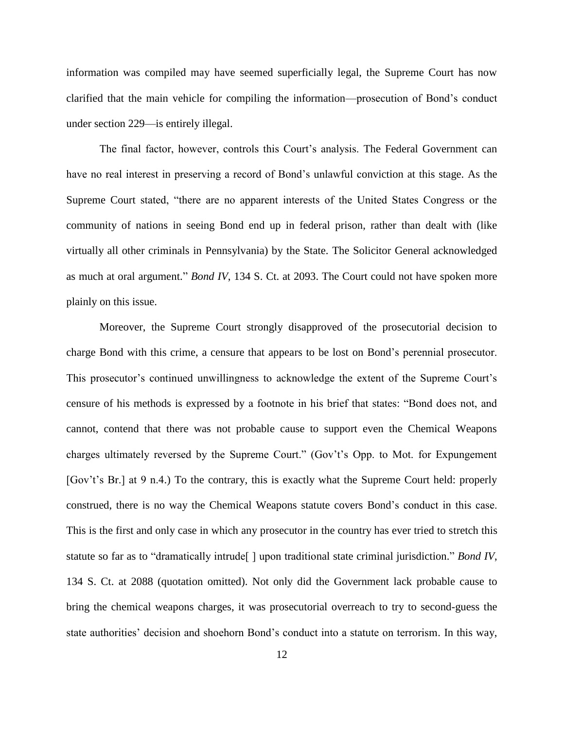information was compiled may have seemed superficially legal, the Supreme Court has now clarified that the main vehicle for compiling the information—prosecution of Bond's conduct under section 229—is entirely illegal.

The final factor, however, controls this Court's analysis. The Federal Government can have no real interest in preserving a record of Bond's unlawful conviction at this stage. As the Supreme Court stated, "there are no apparent interests of the United States Congress or the community of nations in seeing Bond end up in federal prison, rather than dealt with (like virtually all other criminals in Pennsylvania) by the State. The Solicitor General acknowledged as much at oral argument." *Bond IV*, 134 S. Ct. at 2093. The Court could not have spoken more plainly on this issue.

Moreover, the Supreme Court strongly disapproved of the prosecutorial decision to charge Bond with this crime, a censure that appears to be lost on Bond's perennial prosecutor. This prosecutor's continued unwillingness to acknowledge the extent of the Supreme Court's censure of his methods is expressed by a footnote in his brief that states: "Bond does not, and cannot, contend that there was not probable cause to support even the Chemical Weapons charges ultimately reversed by the Supreme Court." (Gov't's Opp. to Mot. for Expungement [Gov't's Br.] at 9 n.4.) To the contrary, this is exactly what the Supreme Court held: properly construed, there is no way the Chemical Weapons statute covers Bond's conduct in this case. This is the first and only case in which any prosecutor in the country has ever tried to stretch this statute so far as to "dramatically intrude[ ] upon traditional state criminal jurisdiction." *Bond IV*, 134 S. Ct. at 2088 (quotation omitted). Not only did the Government lack probable cause to bring the chemical weapons charges, it was prosecutorial overreach to try to second-guess the state authorities' decision and shoehorn Bond's conduct into a statute on terrorism. In this way,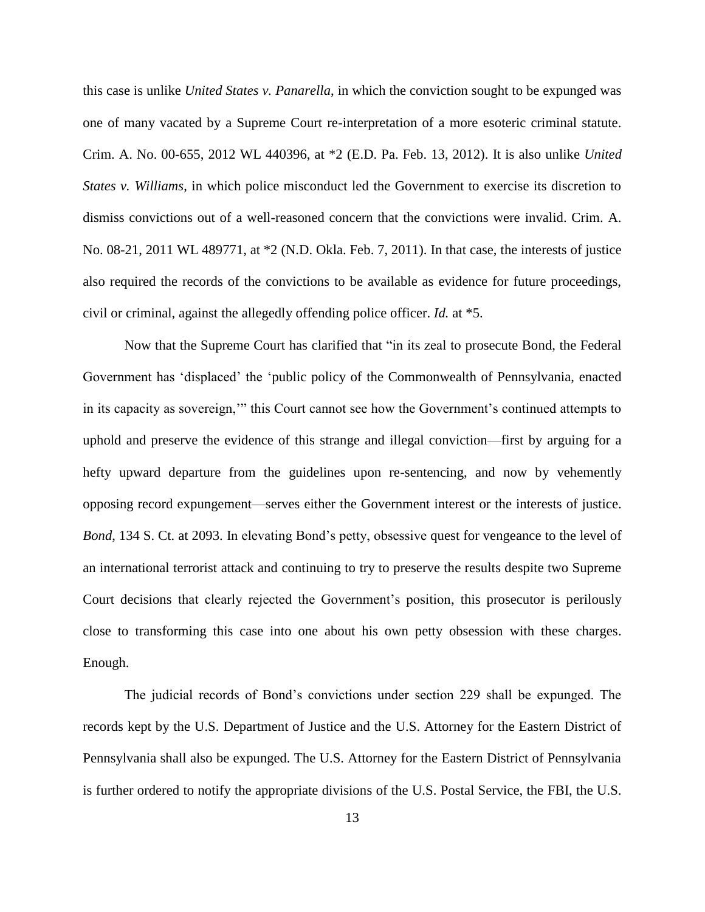this case is unlike *United States v. Panarella*, in which the conviction sought to be expunged was one of many vacated by a Supreme Court re-interpretation of a more esoteric criminal statute. Crim. A. No. 00-655, 2012 WL 440396, at *2 (E.D. Pa. Feb. 13, 2012). It is also unlike *United States v. Williams*, in which police misconduct led the Government to exercise its discretion to dismiss convictions out of a well-reasoned concern that the convictions were invalid. Crim. A. No. 08-21, 2011 WL 489771, at *2 (N.D. Okla. Feb. 7, 2011). In that case, the interests of justice also required the records of the convictions to be available as evidence for future proceedings, civil or criminal, against the allegedly offending police officer. *Id.* at *5.

Now that the Supreme Court has clarified that "in its zeal to prosecute Bond, the Federal Government has 'displaced' the 'public policy of the Commonwealth of Pennsylvania, enacted in its capacity as sovereign,'" this Court cannot see how the Government's continued attempts to uphold and preserve the evidence of this strange and illegal conviction—first by arguing for a hefty upward departure from the guidelines upon re-sentencing, and now by vehemently opposing record expungement—serves either the Government interest or the interests of justice. *Bond*, 134 S. Ct. at 2093. In elevating Bond's petty, obsessive quest for vengeance to the level of an international terrorist attack and continuing to try to preserve the results despite two Supreme Court decisions that clearly rejected the Government's position, this prosecutor is perilously close to transforming this case into one about his own petty obsession with these charges. Enough.

The judicial records of Bond's convictions under section 229 shall be expunged. The records kept by the U.S. Department of Justice and the U.S. Attorney for the Eastern District of Pennsylvania shall also be expunged. The U.S. Attorney for the Eastern District of Pennsylvania is further ordered to notify the appropriate divisions of the U.S. Postal Service, the FBI, the U.S.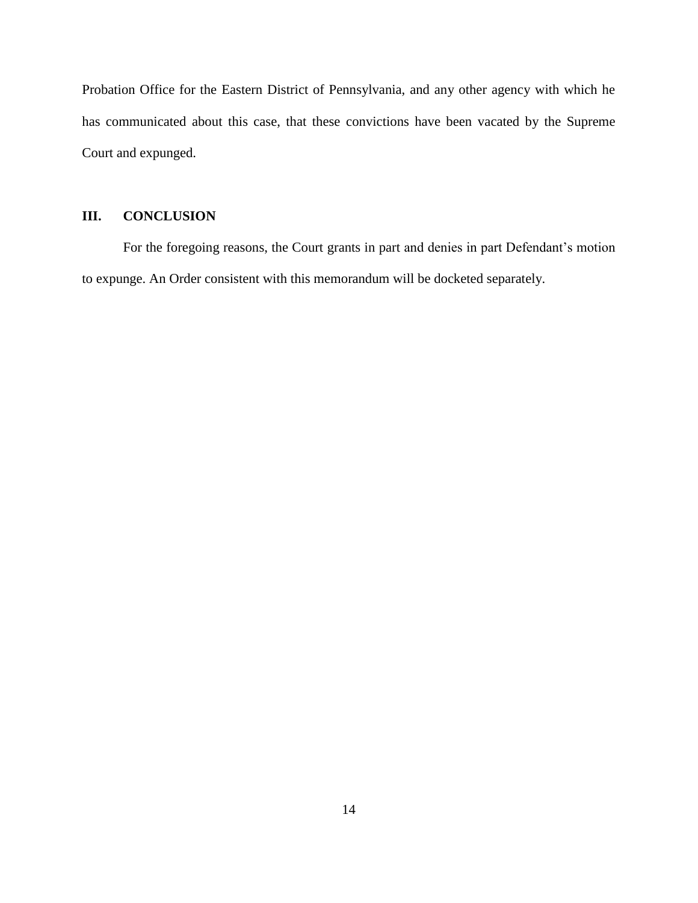Probation Office for the Eastern District of Pennsylvania, and any other agency with which he has communicated about this case, that these convictions have been vacated by the Supreme Court and expunged.

## III. CONCLUSION

For the foregoing reasons, the Court grants in part and denies in part Defendant's motion to expunge. An Order consistent with this memorandum will be docketed separately.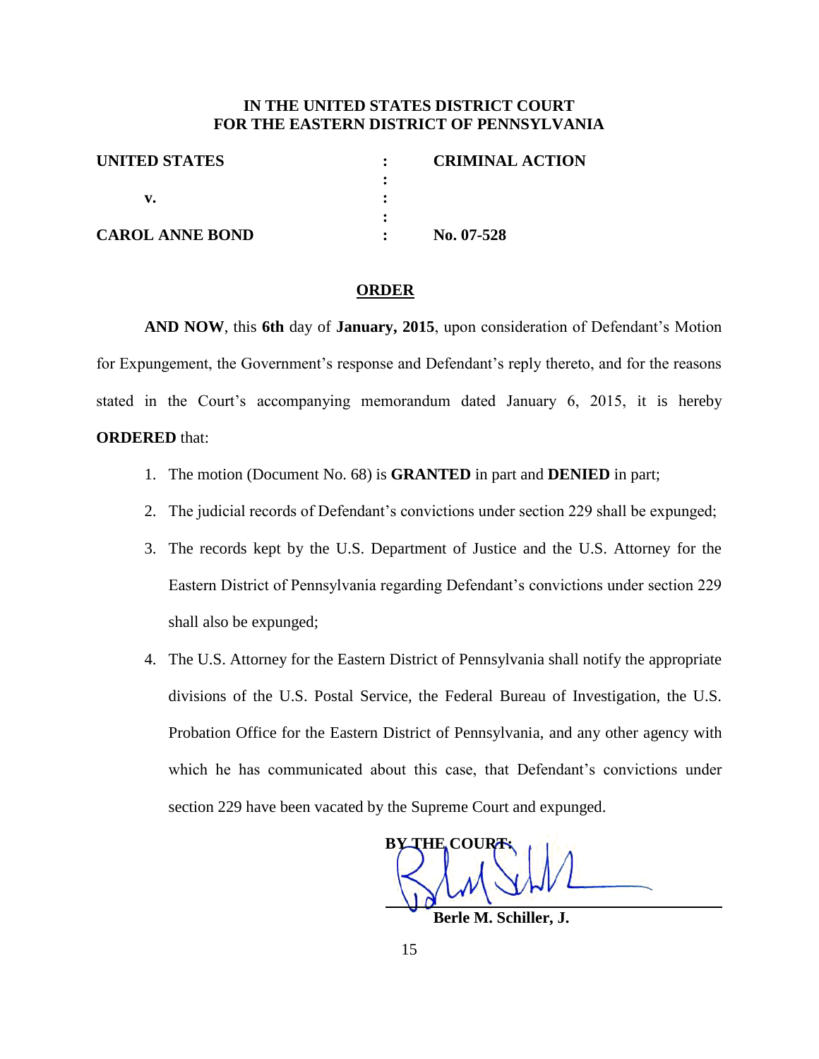**IN THE UNITED STATES DISTRICT COURT**
**FOR THE EASTERN DISTRICT OF PENNSYLVANIA**

| | | |
|---|---|---|
| **UNITED STATES** | : | **CRIMINAL ACTION** |
| | : | |
| **v.** | : | |
| | : | |
| **CAROL ANNE BOND** | : | **No. 07-528** |

**ORDER**

**AND NOW**, this **6th** day of **January, 2015**, upon consideration of Defendant's Motion for Expungement, the Government's response and Defendant's reply thereto, and for the reasons stated in the Court's accompanying memorandum dated January 6, 2015, it is hereby **ORDERED** that:

1. The motion (Document No. 68) is **GRANTED** in part and **DENIED** in part;
2. The judicial records of Defendant's convictions under section 229 shall be expunged;
3. The records kept by the U.S. Department of Justice and the U.S. Attorney for the Eastern District of Pennsylvania regarding Defendant's convictions under section 229 shall also be expunged;
4. The U.S. Attorney for the Eastern District of Pennsylvania shall notify the appropriate divisions of the U.S. Postal Service, the Federal Bureau of Investigation, the U.S. Probation Office for the Eastern District of Pennsylvania, and any other agency with which he has communicated about this case, that Defendant's convictions under section 229 have been vacated by the Supreme Court and expunged.

**BY THE COURT:**

**Berle M. Schiller, J.**